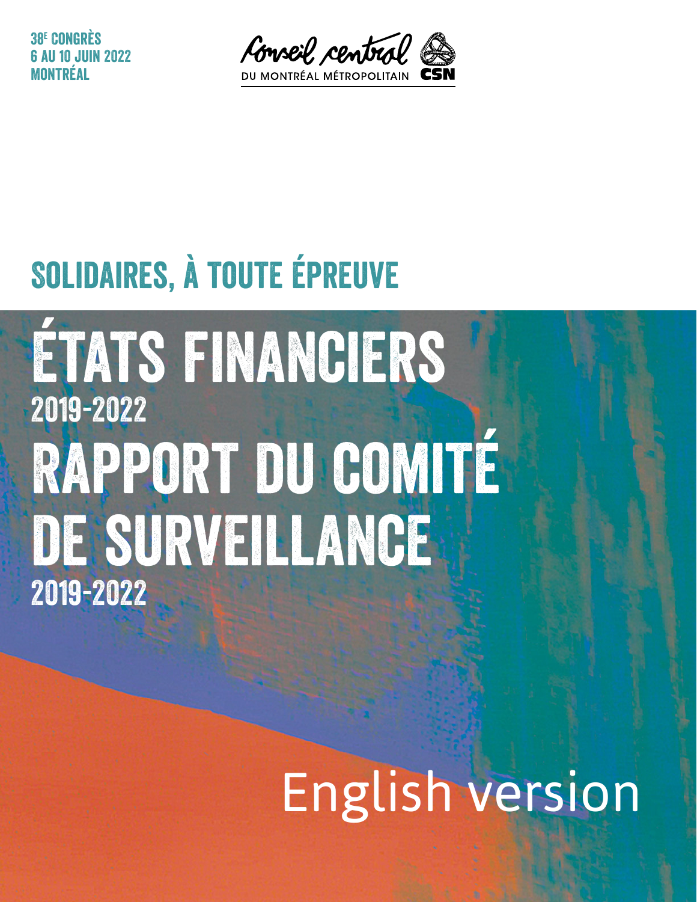38[e] CONGRÈS
6 AU 10 JUIN 2022
MONTRÉAL

Conseil central
DU MONTRÉAL MÉTROPOLITAIN CSN

## SOLIDAIRES, À TOUTE ÉPREUVE

# ÉTATS FINANCIERS
## 2019-2022

# RAPPORT DU COMITÉ DE SURVEILLANCE
## 2019-2022

English version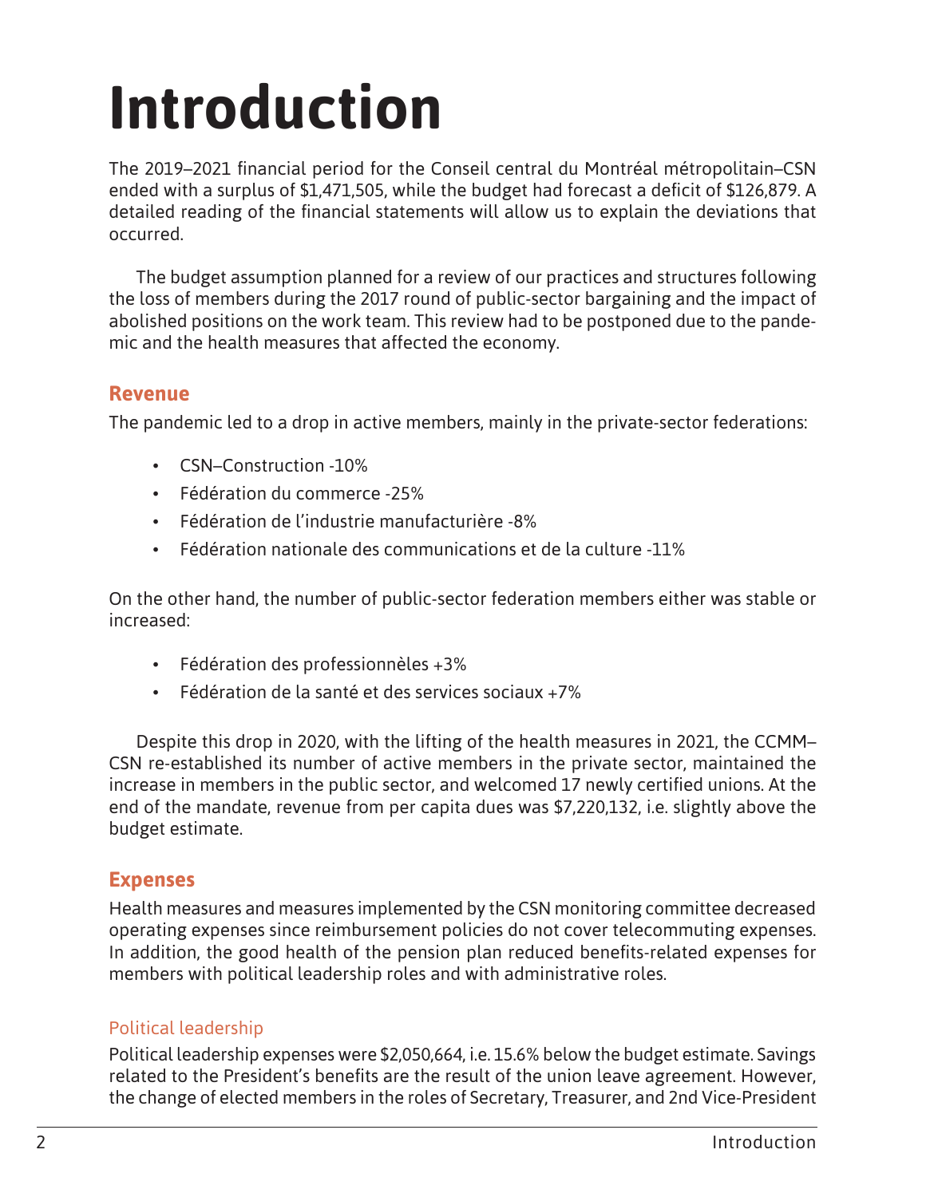# Introduction

The 2019–2021 financial period for the Conseil central du Montréal métropolitain–CSN ended with a surplus of $1,471,505, while the budget had forecast a deficit of $126,879. A detailed reading of the financial statements will allow us to explain the deviations that occurred.

The budget assumption planned for a review of our practices and structures following the loss of members during the 2017 round of public-sector bargaining and the impact of abolished positions on the work team. This review had to be postponed due to the pandemic and the health measures that affected the economy.

## Revenue

The pandemic led to a drop in active members, mainly in the private-sector federations:

- CSN–Construction -10%
- Fédération du commerce -25%
- Fédération de l'industrie manufacturière -8%
- Fédération nationale des communications et de la culture -11%

On the other hand, the number of public-sector federation members either was stable or increased:

- Fédération des professionnèles +3%
- Fédération de la santé et des services sociaux +7%

Despite this drop in 2020, with the lifting of the health measures in 2021, the CCMM–CSN re-established its number of active members in the private sector, maintained the increase in members in the public sector, and welcomed 17 newly certified unions. At the end of the mandate, revenue from per capita dues was $7,220,132, i.e. slightly above the budget estimate.

## Expenses

Health measures and measures implemented by the CSN monitoring committee decreased operating expenses since reimbursement policies do not cover telecommuting expenses. In addition, the good health of the pension plan reduced benefits-related expenses for members with political leadership roles and with administrative roles.

### Political leadership

Political leadership expenses were $2,050,664, i.e. 15.6% below the budget estimate. Savings related to the President's benefits are the result of the union leave agreement. However, the change of elected members in the roles of Secretary, Treasurer, and 2nd Vice-President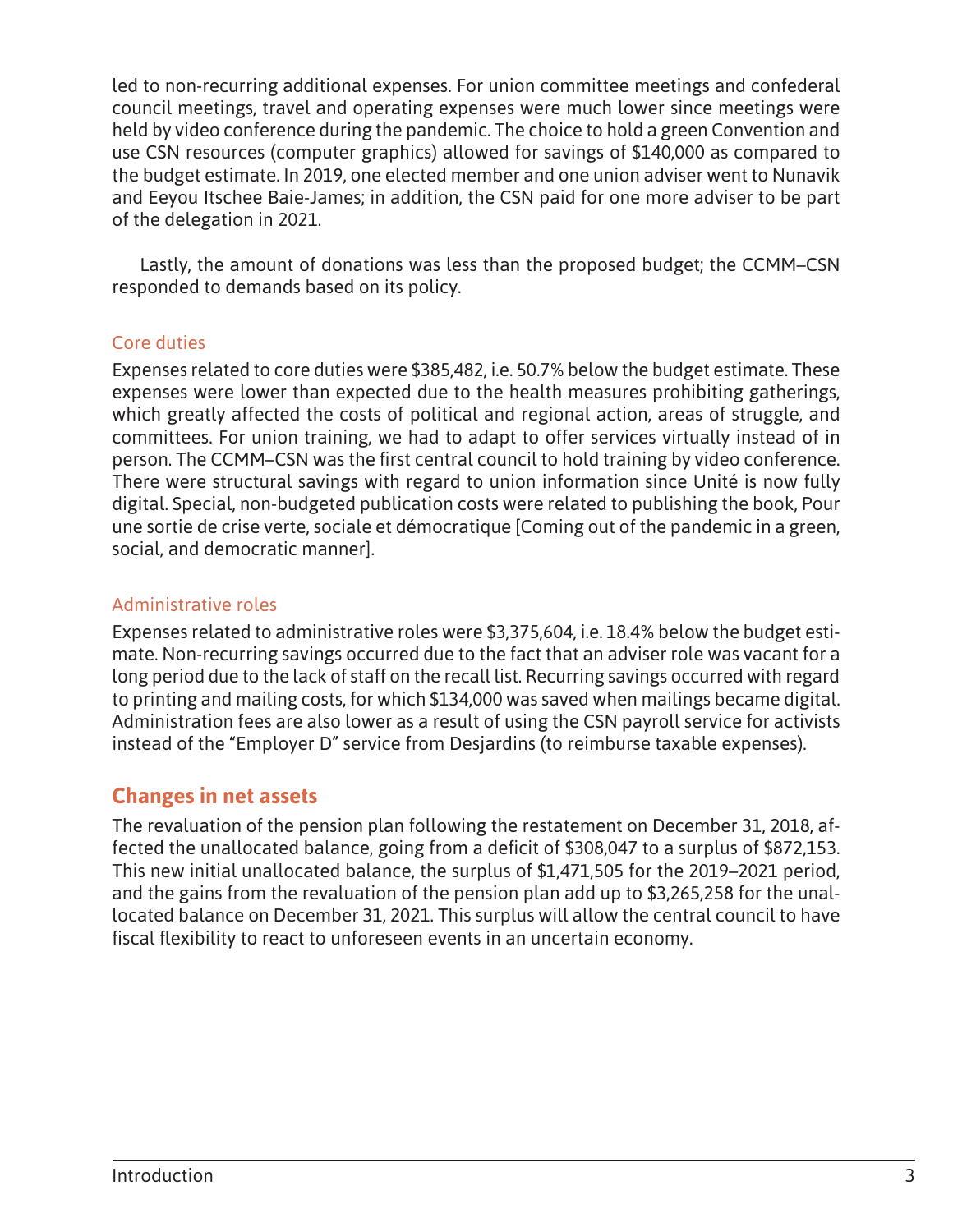led to non-recurring additional expenses. For union committee meetings and confederal council meetings, travel and operating expenses were much lower since meetings were held by video conference during the pandemic. The choice to hold a green Convention and use CSN resources (computer graphics) allowed for savings of $140,000 as compared to the budget estimate. In 2019, one elected member and one union adviser went to Nunavik and Eeyou Itschee Baie-James; in addition, the CSN paid for one more adviser to be part of the delegation in 2021.

Lastly, the amount of donations was less than the proposed budget; the CCMM–CSN responded to demands based on its policy.

### Core duties

Expenses related to core duties were $385,482, i.e. 50.7% below the budget estimate. These expenses were lower than expected due to the health measures prohibiting gatherings, which greatly affected the costs of political and regional action, areas of struggle, and committees. For union training, we had to adapt to offer services virtually instead of in person. The CCMM–CSN was the first central council to hold training by video conference. There were structural savings with regard to union information since Unité is now fully digital. Special, non-budgeted publication costs were related to publishing the book, Pour une sortie de crise verte, sociale et démocratique [Coming out of the pandemic in a green, social, and democratic manner].

### Administrative roles

Expenses related to administrative roles were $3,375,604, i.e. 18.4% below the budget estimate. Non-recurring savings occurred due to the fact that an adviser role was vacant for a long period due to the lack of staff on the recall list. Recurring savings occurred with regard to printing and mailing costs, for which $134,000 was saved when mailings became digital. Administration fees are also lower as a result of using the CSN payroll service for activists instead of the "Employer D" service from Desjardins (to reimburse taxable expenses).

## Changes in net assets

The revaluation of the pension plan following the restatement on December 31, 2018, affected the unallocated balance, going from a deficit of $308,047 to a surplus of $872,153. This new initial unallocated balance, the surplus of $1,471,505 for the 2019–2021 period, and the gains from the revaluation of the pension plan add up to $3,265,258 for the unallocated balance on December 31, 2021. This surplus will allow the central council to have fiscal flexibility to react to unforeseen events in an uncertain economy.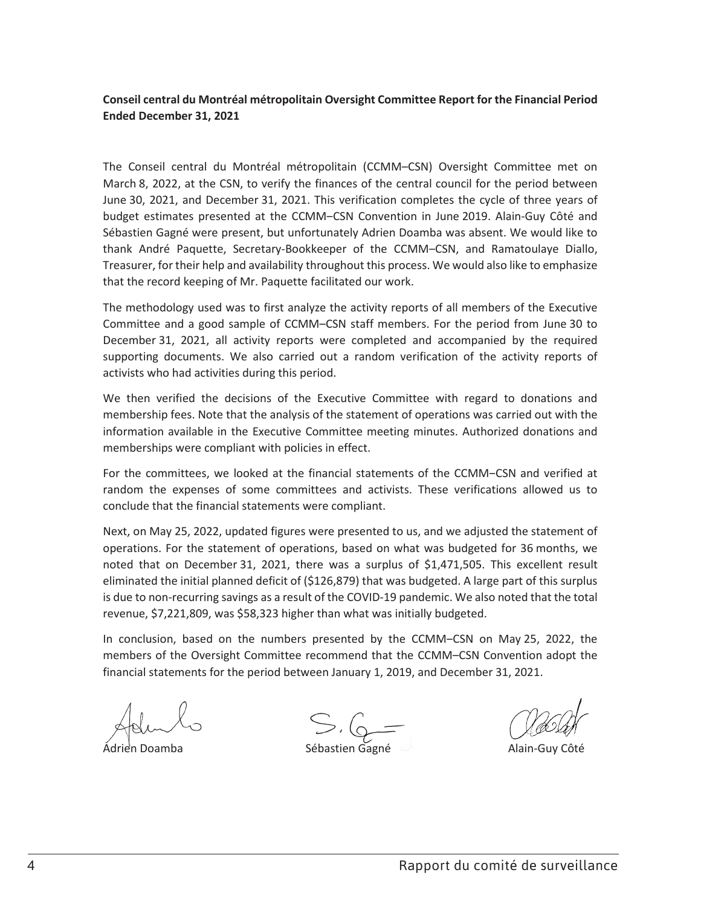**Conseil central du Montréal métropolitain Oversight Committee Report for the Financial Period Ended December 31, 2021**

The Conseil central du Montréal métropolitain (CCMM–CSN) Oversight Committee met on March 8, 2022, at the CSN, to verify the finances of the central council for the period between June 30, 2021, and December 31, 2021. This verification completes the cycle of three years of budget estimates presented at the CCMM–CSN Convention in June 2019. Alain-Guy Côté and Sébastien Gagné were present, but unfortunately Adrien Doamba was absent. We would like to thank André Paquette, Secretary-Bookkeeper of the CCMM–CSN, and Ramatoulaye Diallo, Treasurer, for their help and availability throughout this process. We would also like to emphasize that the record keeping of Mr. Paquette facilitated our work.

The methodology used was to first analyze the activity reports of all members of the Executive Committee and a good sample of CCMM–CSN staff members. For the period from June 30 to December 31, 2021, all activity reports were completed and accompanied by the required supporting documents. We also carried out a random verification of the activity reports of activists who had activities during this period.

We then verified the decisions of the Executive Committee with regard to donations and membership fees. Note that the analysis of the statement of operations was carried out with the information available in the Executive Committee meeting minutes. Authorized donations and memberships were compliant with policies in effect.

For the committees, we looked at the financial statements of the CCMM–CSN and verified at random the expenses of some committees and activists. These verifications allowed us to conclude that the financial statements were compliant.

Next, on May 25, 2022, updated figures were presented to us, and we adjusted the statement of operations. For the statement of operations, based on what was budgeted for 36 months, we noted that on December 31, 2021, there was a surplus of $1,471,505. This excellent result eliminated the initial planned deficit of ($126,879) that was budgeted. A large part of this surplus is due to non-recurring savings as a result of the COVID-19 pandemic. We also noted that the total revenue, $7,221,809, was $58,323 higher than what was initially budgeted.

In conclusion, based on the numbers presented by the CCMM–CSN on May 25, 2022, the members of the Oversight Committee recommend that the CCMM–CSN Convention adopt the financial statements for the period between January 1, 2019, and December 31, 2021.

Adrien Doamba    Sébastien Gagné    Alain-Guy Côté